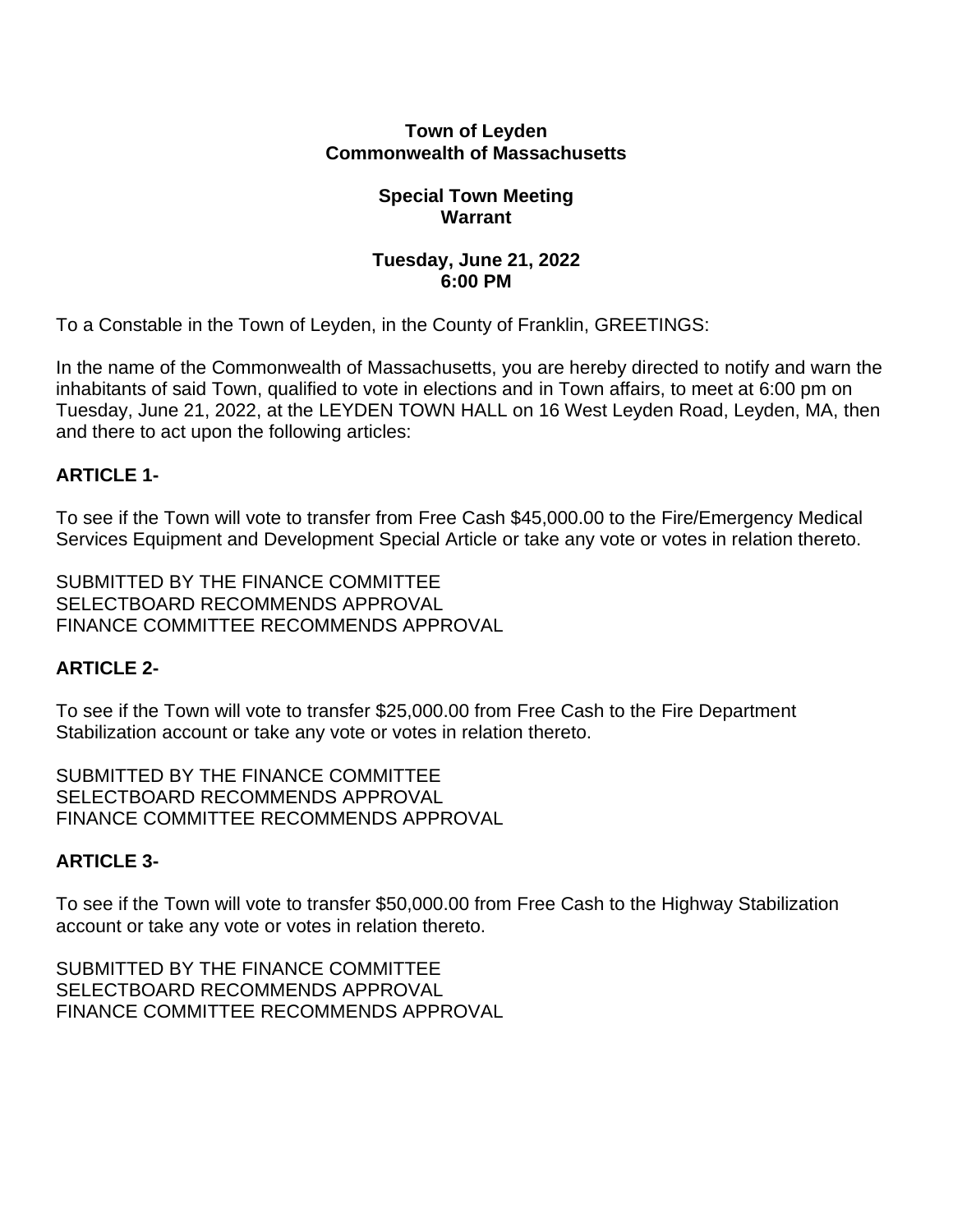**Town of Leyden**
**Commonwealth of Massachusetts**

**Special Town Meeting**
**Warrant**

**Tuesday, June 21, 2022**
**6:00 PM**

To a Constable in the Town of Leyden, in the County of Franklin, GREETINGS:

In the name of the Commonwealth of Massachusetts, you are hereby directed to notify and warn the inhabitants of said Town, qualified to vote in elections and in Town affairs, to meet at 6:00 pm on Tuesday, June 21, 2022, at the LEYDEN TOWN HALL on 16 West Leyden Road, Leyden, MA, then and there to act upon the following articles:

**ARTICLE 1-**

To see if the Town will vote to transfer from Free Cash $45,000.00 to the Fire/Emergency Medical Services Equipment and Development Special Article or take any vote or votes in relation thereto.

SUBMITTED BY THE FINANCE COMMITTEE
SELECTBOARD RECOMMENDS APPROVAL
FINANCE COMMITTEE RECOMMENDS APPROVAL

**ARTICLE 2-**

To see if the Town will vote to transfer $25,000.00 from Free Cash to the Fire Department Stabilization account or take any vote or votes in relation thereto.

SUBMITTED BY THE FINANCE COMMITTEE
SELECTBOARD RECOMMENDS APPROVAL
FINANCE COMMITTEE RECOMMENDS APPROVAL

**ARTICLE 3-**

To see if the Town will vote to transfer $50,000.00 from Free Cash to the Highway Stabilization account or take any vote or votes in relation thereto.

SUBMITTED BY THE FINANCE COMMITTEE
SELECTBOARD RECOMMENDS APPROVAL
FINANCE COMMITTEE RECOMMENDS APPROVAL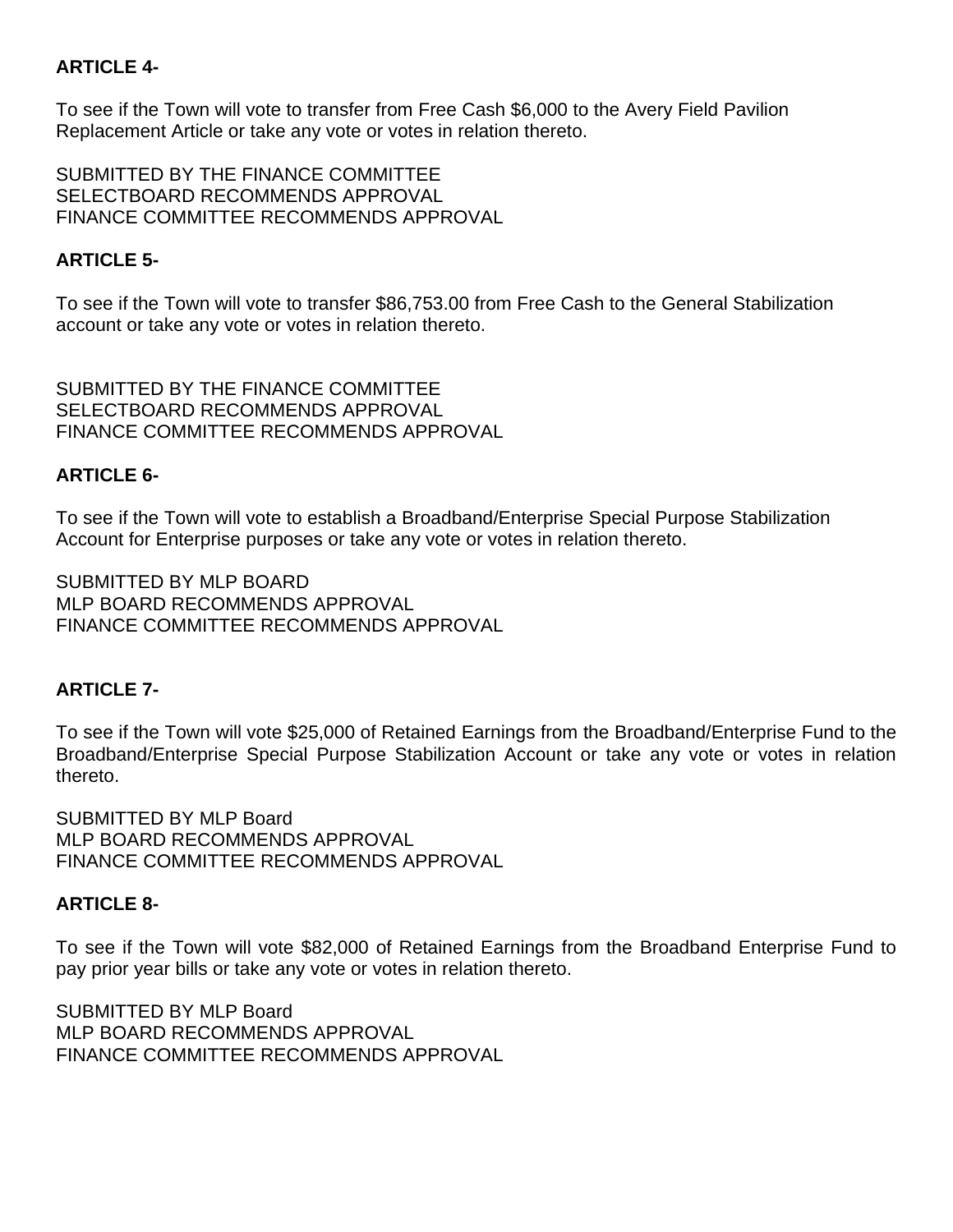**ARTICLE 4-**

To see if the Town will vote to transfer from Free Cash $6,000 to the Avery Field Pavilion Replacement Article or take any vote or votes in relation thereto.

SUBMITTED BY THE FINANCE COMMITTEE
SELECTBOARD RECOMMENDS APPROVAL
FINANCE COMMITTEE RECOMMENDS APPROVAL

**ARTICLE 5-**

To see if the Town will vote to transfer $86,753.00 from Free Cash to the General Stabilization account or take any vote or votes in relation thereto.

SUBMITTED BY THE FINANCE COMMITTEE
SELECTBOARD RECOMMENDS APPROVAL
FINANCE COMMITTEE RECOMMENDS APPROVAL

**ARTICLE 6-**

To see if the Town will vote to establish a Broadband/Enterprise Special Purpose Stabilization Account for Enterprise purposes or take any vote or votes in relation thereto.

SUBMITTED BY MLP BOARD
MLP BOARD RECOMMENDS APPROVAL
FINANCE COMMITTEE RECOMMENDS APPROVAL

**ARTICLE 7-**

To see if the Town will vote $25,000 of Retained Earnings from the Broadband/Enterprise Fund to the Broadband/Enterprise Special Purpose Stabilization Account or take any vote or votes in relation thereto.

SUBMITTED BY MLP Board
MLP BOARD RECOMMENDS APPROVAL
FINANCE COMMITTEE RECOMMENDS APPROVAL

**ARTICLE 8-**

To see if the Town will vote $82,000 of Retained Earnings from the Broadband Enterprise Fund to pay prior year bills or take any vote or votes in relation thereto.

SUBMITTED BY MLP Board
MLP BOARD RECOMMENDS APPROVAL
FINANCE COMMITTEE RECOMMENDS APPROVAL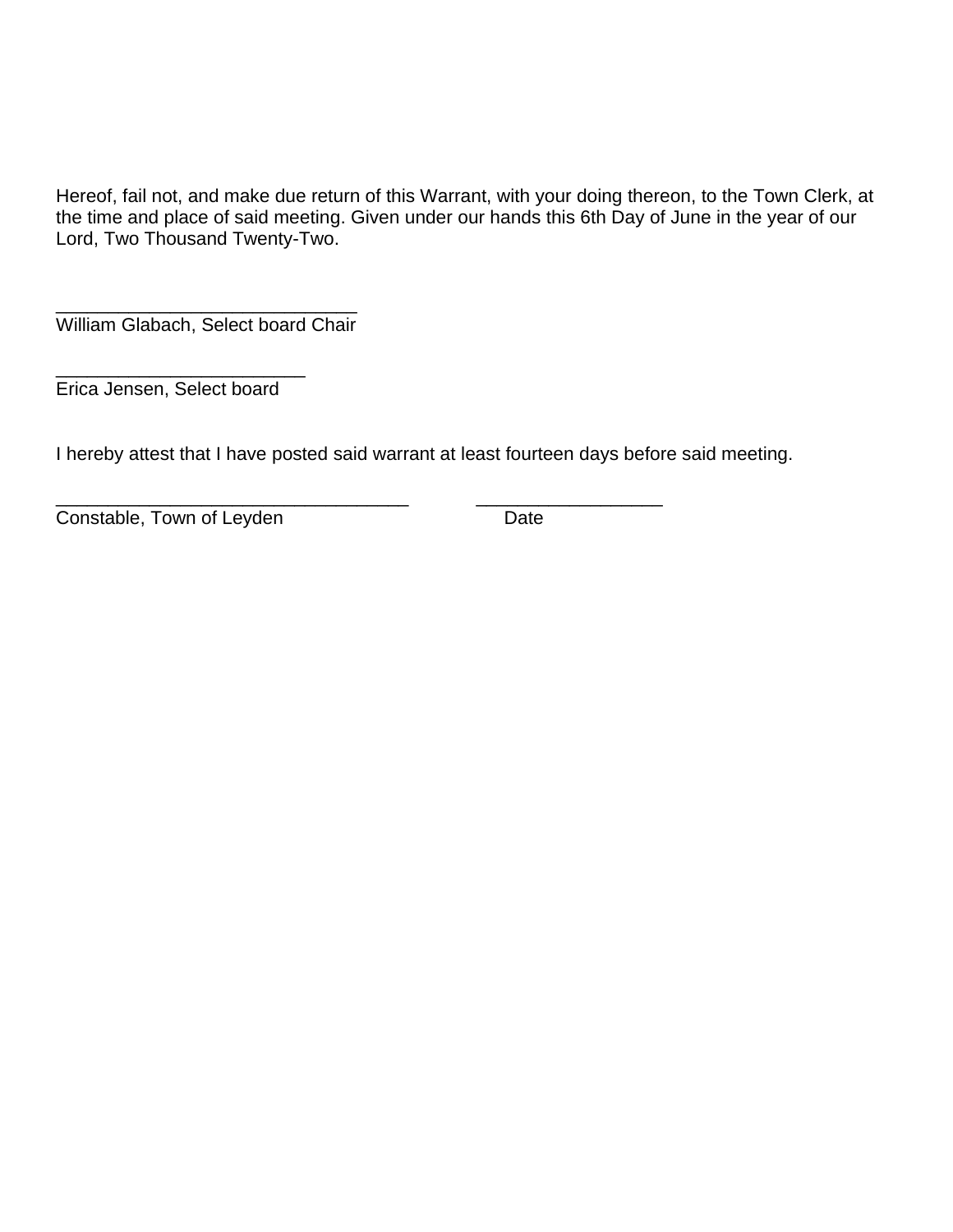Hereof, fail not, and make due return of this Warrant, with your doing thereon, to the Town Clerk, at the time and place of said meeting. Given under our hands this 6th Day of June in the year of our Lord, Two Thousand Twenty-Two.

______________________________
William Glabach, Select board Chair

_________________________
Erica Jensen, Select board

I hereby attest that I have posted said warrant at least fourteen days before said meeting.

___________________________________ __________________
Constable, Town of Leyden Date